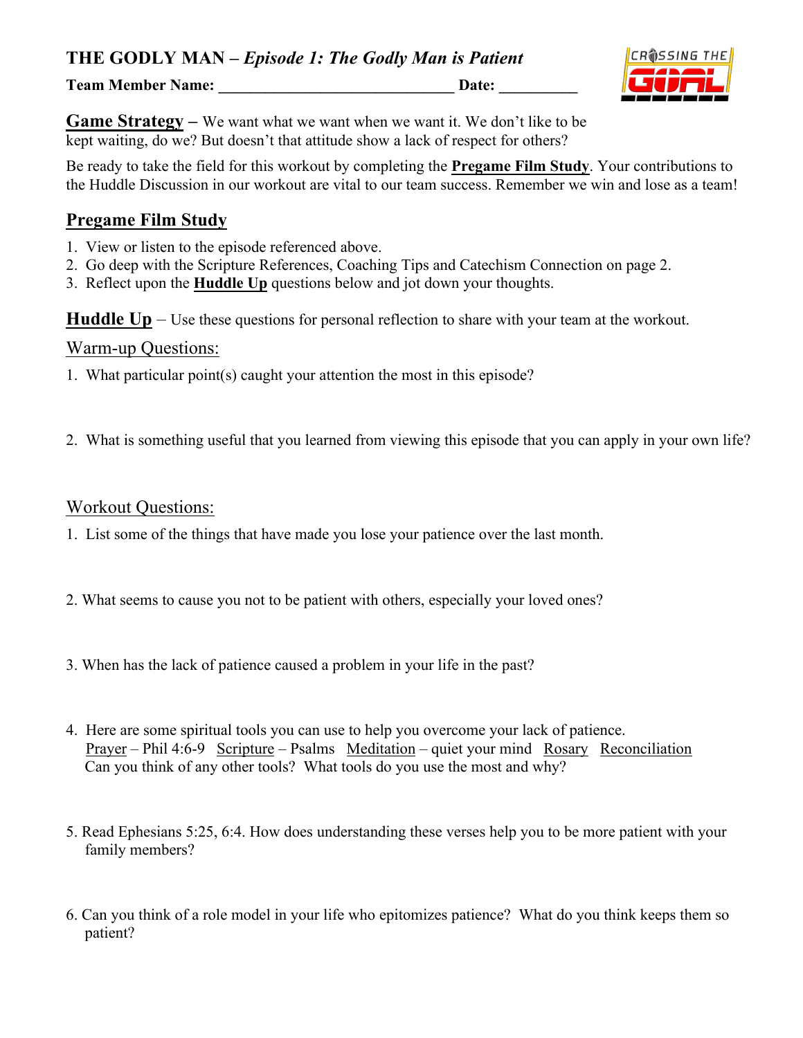# THE GODLY MAN – *Episode 1: The Godly Man is Patient*

**Team Member Name: ______________________________ Date: __________**

## Game Strategy

**Game Strategy** – We want what we want when we want it. We don't like to be kept waiting, do we? But doesn't that attitude show a lack of respect for others?

Be ready to take the field for this workout by completing the **Pregame Film Study**. Your contributions to the Huddle Discussion in our workout are vital to our team success. Remember we win and lose as a team!

## Pregame Film Study

1. View or listen to the episode referenced above.
2. Go deep with the Scripture References, Coaching Tips and Catechism Connection on page 2.
3. Reflect upon the **Huddle Up** questions below and jot down your thoughts.

## Huddle Up

**Huddle Up** – Use these questions for personal reflection to share with your team at the workout.

### Warm-up Questions:

1. What particular point(s) caught your attention the most in this episode?

2. What is something useful that you learned from viewing this episode that you can apply in your own life?

### Workout Questions:

1. List some of the things that have made you lose your patience over the last month.

2. What seems to cause you not to be patient with others, especially your loved ones?

3. When has the lack of patience caused a problem in your life in the past?

4. Here are some spiritual tools you can use to help you overcome your lack of patience.
   Prayer – Phil 4:6-9   Scripture – Psalms   Meditation – quiet your mind   Rosary   Reconciliation
   Can you think of any other tools? What tools do you use the most and why?

5. Read Ephesians 5:25, 6:4. How does understanding these verses help you to be more patient with your family members?

6. Can you think of a role model in your life who epitomizes patience? What do you think keeps them so patient?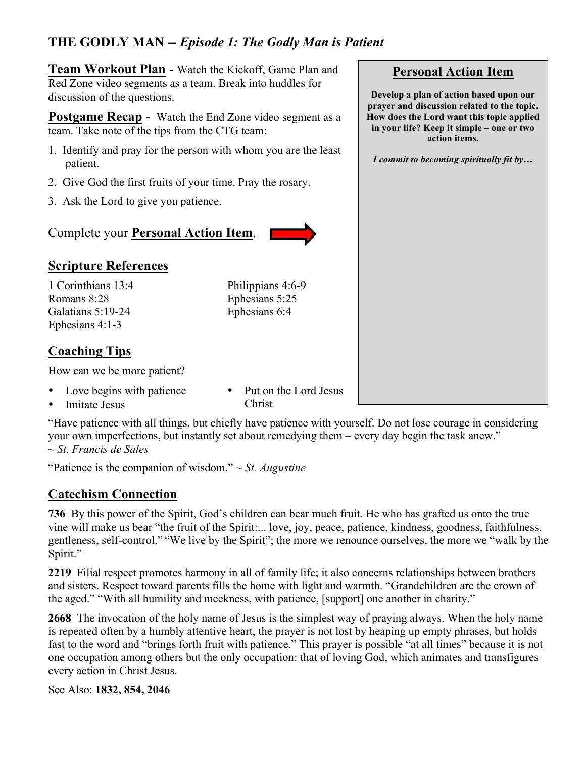## THE GODLY MAN -- *Episode 1: The Godly Man is Patient*

**Team Workout Plan** - Watch the Kickoff, Game Plan and Red Zone video segments as a team. Break into huddles for discussion of the questions.

**Postgame Recap** - Watch the End Zone video segment as a team. Take note of the tips from the CTG team:

1. Identify and pray for the person with whom you are the least patient.
2. Give God the first fruits of your time. Pray the rosary.
3. Ask the Lord to give you patience.

Complete your **Personal Action Item**.

### Personal Action Item

**Develop a plan of action based upon our prayer and discussion related to the topic. How does the Lord want this topic applied in your life? Keep it simple – one or two action items.**

***I commit to becoming spiritually fit by…***

### Scripture References

1 Corinthians 13:4
Romans 8:28
Galatians 5:19-24
Ephesians 4:1-3
Philippians 4:6-9
Ephesians 5:25
Ephesians 6:4

### Coaching Tips

How can we be more patient?

- Love begins with patience
- Imitate Jesus
- Put on the Lord Jesus Christ

"Have patience with all things, but chiefly have patience with yourself. Do not lose courage in considering your own imperfections, but instantly set about remedying them – every day begin the task anew."
~ *St. Francis de Sales*

"Patience is the companion of wisdom." ~ *St. Augustine*

### Catechism Connection

**736** By this power of the Spirit, God's children can bear much fruit. He who has grafted us onto the true vine will make us bear "the fruit of the Spirit:... love, joy, peace, patience, kindness, goodness, faithfulness, gentleness, self-control." "We live by the Spirit"; the more we renounce ourselves, the more we "walk by the Spirit."

**2219** Filial respect promotes harmony in all of family life; it also concerns relationships between brothers and sisters. Respect toward parents fills the home with light and warmth. "Grandchildren are the crown of the aged." "With all humility and meekness, with patience, [support] one another in charity."

**2668** The invocation of the holy name of Jesus is the simplest way of praying always. When the holy name is repeated often by a humbly attentive heart, the prayer is not lost by heaping up empty phrases, but holds fast to the word and "brings forth fruit with patience." This prayer is possible "at all times" because it is not one occupation among others but the only occupation: that of loving God, which animates and transfigures every action in Christ Jesus.

See Also: **1832, 854, 2046**